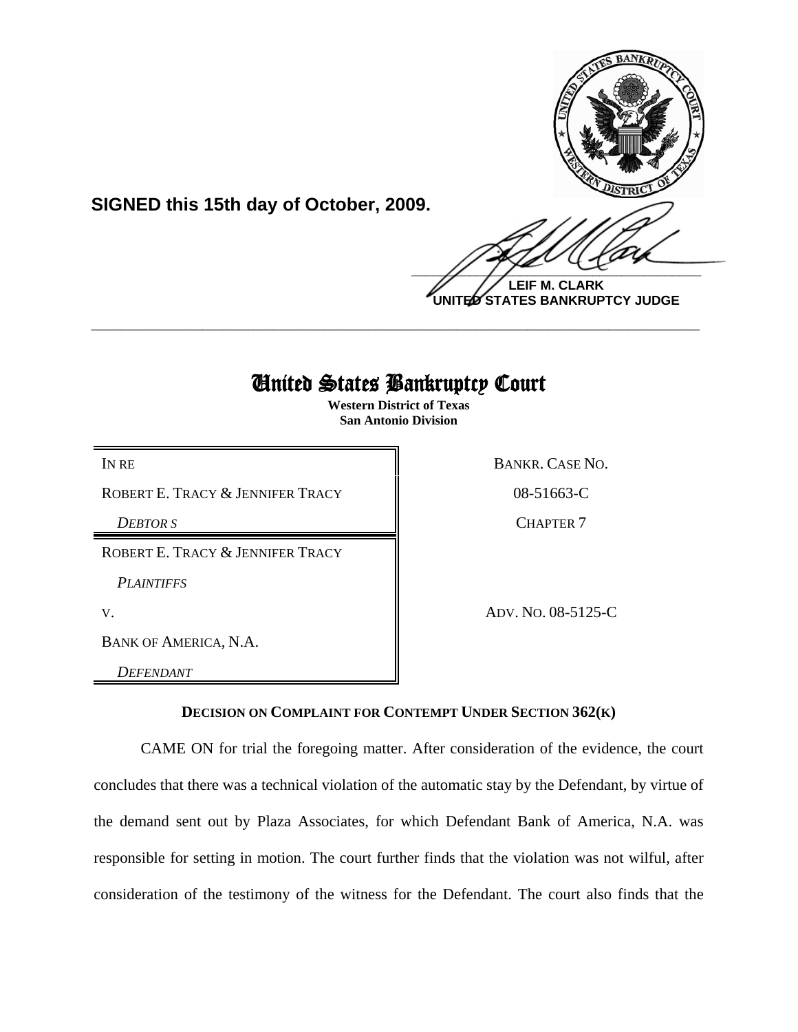**SIGNED this 15th day of October, 2009.**

**LEIF M. CLARK**
**UNITED STATES BANKRUPTCY JUDGE**

---

# United States Bankruptcy Court

**Western District of Texas**
**San Antonio Division**

| | |
|---|---|
| IN RE | BANKR. CASE NO. |
| ROBERT E. TRACY & JENNIFER TRACY | 08-51663-C |
| *DEBTOR S* | CHAPTER 7 |
| ROBERT E. TRACY & JENNIFER TRACY | |
| *PLAINTIFFS* | |
| V. | ADV. NO. 08-5125-C |
| BANK OF AMERICA, N.A. | |
| *DEFENDANT* | |

**DECISION ON COMPLAINT FOR CONTEMPT UNDER SECTION 362(K)**

CAME ON for trial the foregoing matter. After consideration of the evidence, the court concludes that there was a technical violation of the automatic stay by the Defendant, by virtue of the demand sent out by Plaza Associates, for which Defendant Bank of America, N.A. was responsible for setting in motion. The court further finds that the violation was not wilful, after consideration of the testimony of the witness for the Defendant. The court also finds that the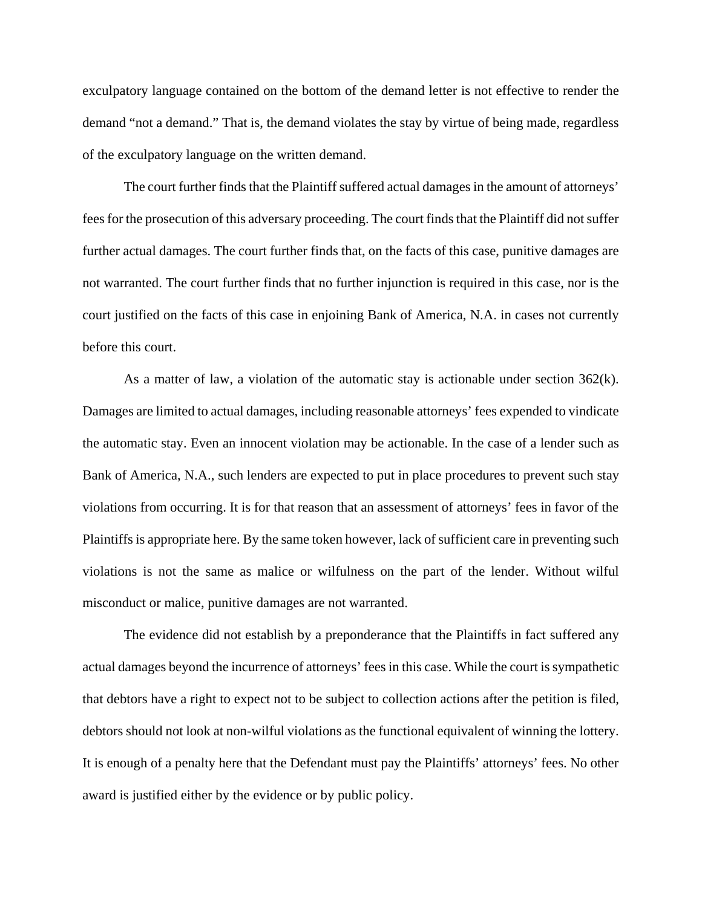exculpatory language contained on the bottom of the demand letter is not effective to render the demand "not a demand." That is, the demand violates the stay by virtue of being made, regardless of the exculpatory language on the written demand.

The court further finds that the Plaintiff suffered actual damages in the amount of attorneys' fees for the prosecution of this adversary proceeding. The court finds that the Plaintiff did not suffer further actual damages. The court further finds that, on the facts of this case, punitive damages are not warranted. The court further finds that no further injunction is required in this case, nor is the court justified on the facts of this case in enjoining Bank of America, N.A. in cases not currently before this court.

As a matter of law, a violation of the automatic stay is actionable under section 362(k). Damages are limited to actual damages, including reasonable attorneys' fees expended to vindicate the automatic stay. Even an innocent violation may be actionable. In the case of a lender such as Bank of America, N.A., such lenders are expected to put in place procedures to prevent such stay violations from occurring. It is for that reason that an assessment of attorneys' fees in favor of the Plaintiffs is appropriate here. By the same token however, lack of sufficient care in preventing such violations is not the same as malice or wilfulness on the part of the lender. Without wilful misconduct or malice, punitive damages are not warranted.

The evidence did not establish by a preponderance that the Plaintiffs in fact suffered any actual damages beyond the incurrence of attorneys' fees in this case. While the court is sympathetic that debtors have a right to expect not to be subject to collection actions after the petition is filed, debtors should not look at non-wilful violations as the functional equivalent of winning the lottery. It is enough of a penalty here that the Defendant must pay the Plaintiffs' attorneys' fees. No other award is justified either by the evidence or by public policy.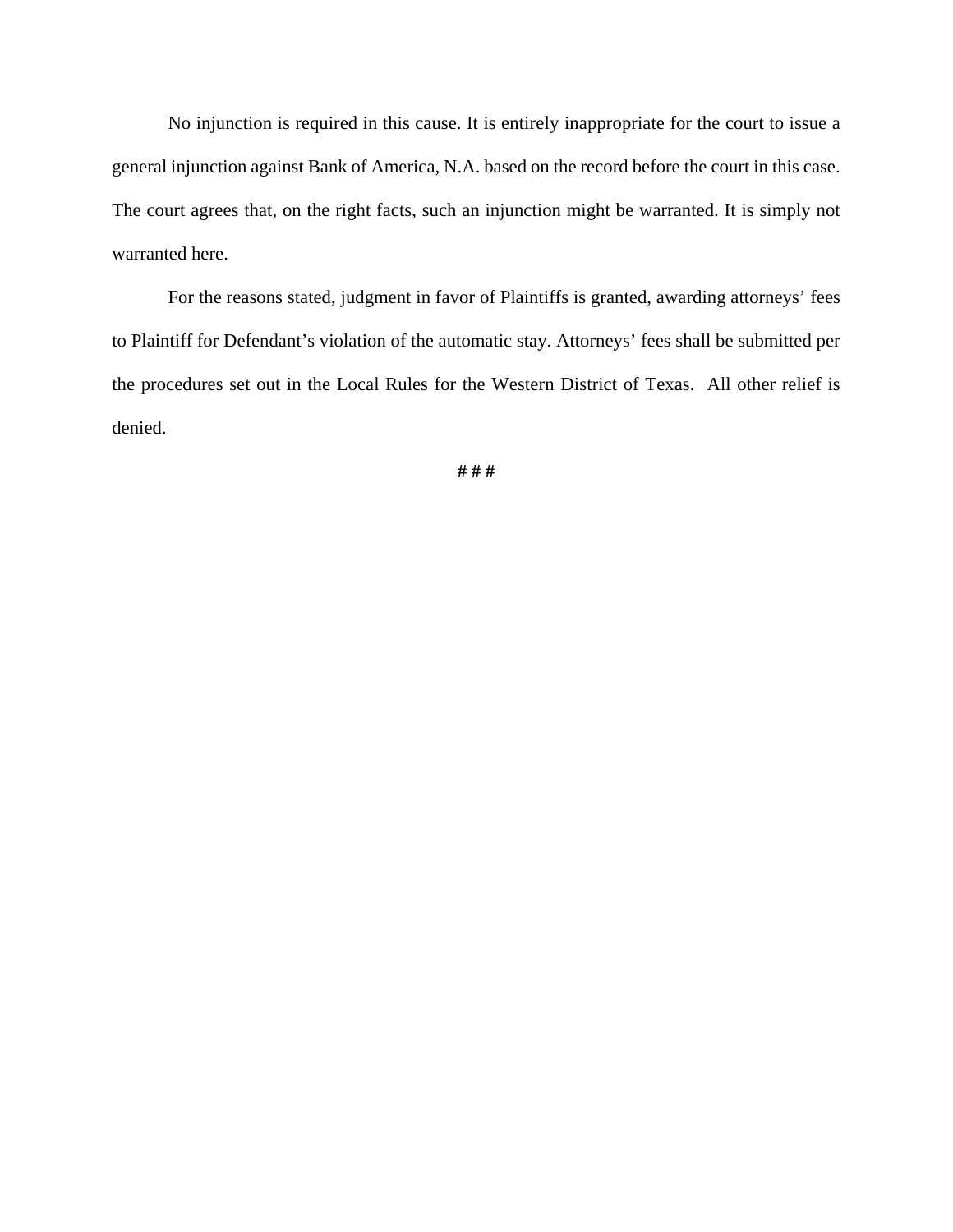No injunction is required in this cause. It is entirely inappropriate for the court to issue a general injunction against Bank of America, N.A. based on the record before the court in this case. The court agrees that, on the right facts, such an injunction might be warranted. It is simply not warranted here.

For the reasons stated, judgment in favor of Plaintiffs is granted, awarding attorneys' fees to Plaintiff for Defendant's violation of the automatic stay. Attorneys' fees shall be submitted per the procedures set out in the Local Rules for the Western District of Texas. All other relief is denied.

# # #